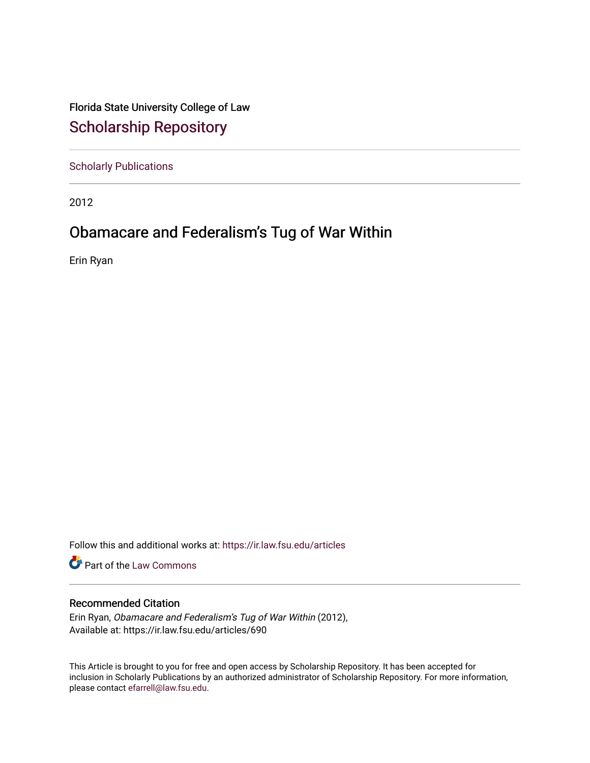Florida State University College of Law

## Scholarship Repository

Scholarly Publications

2012

# Obamacare and Federalism’s Tug of War Within

Erin Ryan

Follow this and additional works at: https://ir.law.fsu.edu/articles

Part of the Law Commons

### Recommended Citation

Erin Ryan, *Obamacare and Federalism’s Tug of War Within* (2012),
Available at: https://ir.law.fsu.edu/articles/690

This Article is brought to you for free and open access by Scholarship Repository. It has been accepted for inclusion in Scholarly Publications by an authorized administrator of Scholarship Repository. For more information, please contact efarrell@law.fsu.edu.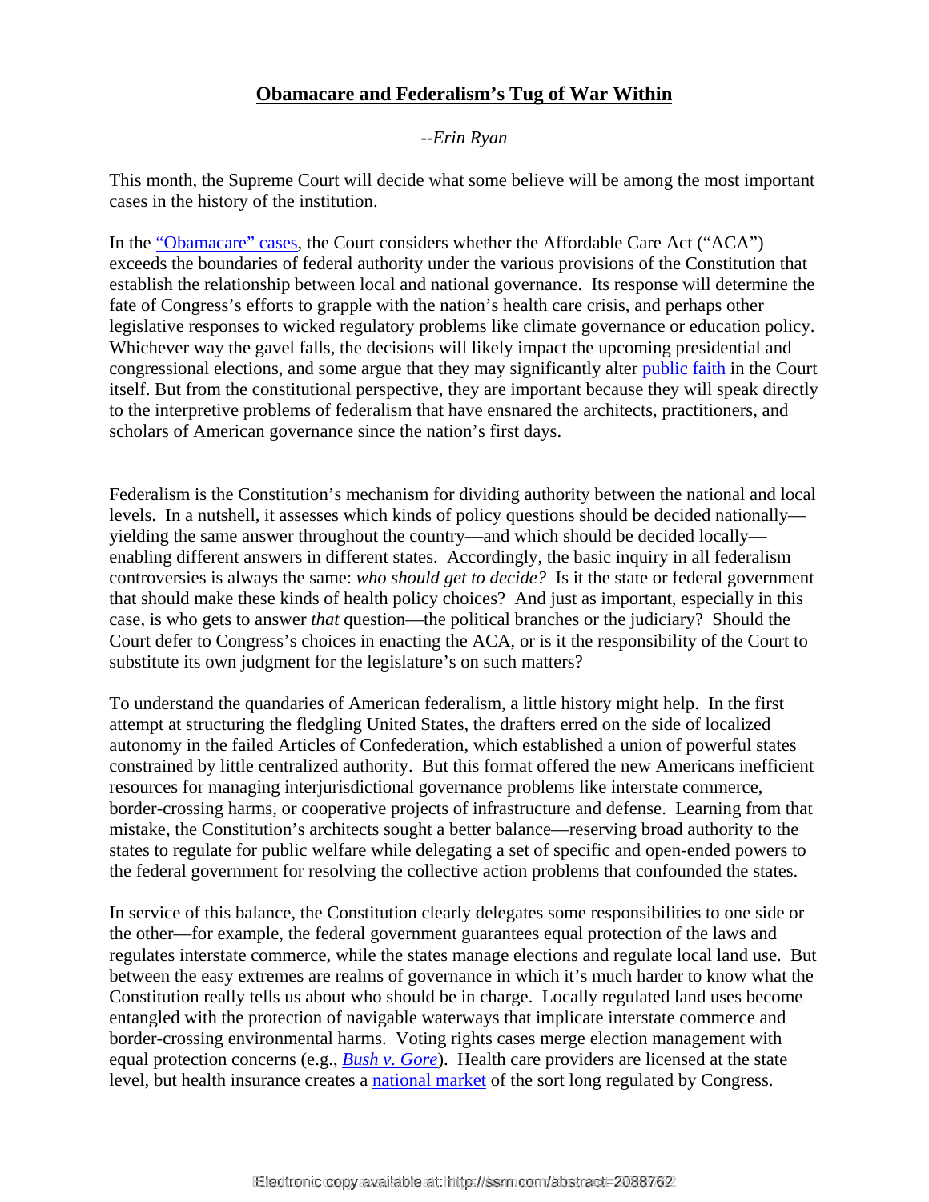# **Obamacare and Federalism's Tug of War Within**

*--Erin Ryan*

This month, the Supreme Court will decide what some believe will be among the most important cases in the history of the institution.

In the "Obamacare" cases, the Court considers whether the Affordable Care Act ("ACA") exceeds the boundaries of federal authority under the various provisions of the Constitution that establish the relationship between local and national governance. Its response will determine the fate of Congress's efforts to grapple with the nation's health care crisis, and perhaps other legislative responses to wicked regulatory problems like climate governance or education policy. Whichever way the gavel falls, the decisions will likely impact the upcoming presidential and congressional elections, and some argue that they may significantly alter public faith in the Court itself. But from the constitutional perspective, they are important because they will speak directly to the interpretive problems of federalism that have ensnared the architects, practitioners, and scholars of American governance since the nation's first days.

Federalism is the Constitution's mechanism for dividing authority between the national and local levels. In a nutshell, it assesses which kinds of policy questions should be decided nationally—yielding the same answer throughout the country—and which should be decided locally—enabling different answers in different states. Accordingly, the basic inquiry in all federalism controversies is always the same: *who should get to decide?* Is it the state or federal government that should make these kinds of health policy choices? And just as important, especially in this case, is who gets to answer *that* question—the political branches or the judiciary? Should the Court defer to Congress's choices in enacting the ACA, or is it the responsibility of the Court to substitute its own judgment for the legislature's on such matters?

To understand the quandaries of American federalism, a little history might help. In the first attempt at structuring the fledgling United States, the drafters erred on the side of localized autonomy in the failed Articles of Confederation, which established a union of powerful states constrained by little centralized authority. But this format offered the new Americans inefficient resources for managing interjurisdictional governance problems like interstate commerce, border-crossing harms, or cooperative projects of infrastructure and defense. Learning from that mistake, the Constitution's architects sought a better balance—reserving broad authority to the states to regulate for public welfare while delegating a set of specific and open-ended powers to the federal government for resolving the collective action problems that confounded the states.

In service of this balance, the Constitution clearly delegates some responsibilities to one side or the other—for example, the federal government guarantees equal protection of the laws and regulates interstate commerce, while the states manage elections and regulate local land use. But between the easy extremes are realms of governance in which it's much harder to know what the Constitution really tells us about who should be in charge. Locally regulated land uses become entangled with the protection of navigable waterways that implicate interstate commerce and border-crossing environmental harms. Voting rights cases merge election management with equal protection concerns (e.g., *Bush v. Gore*). Health care providers are licensed at the state level, but health insurance creates a national market of the sort long regulated by Congress.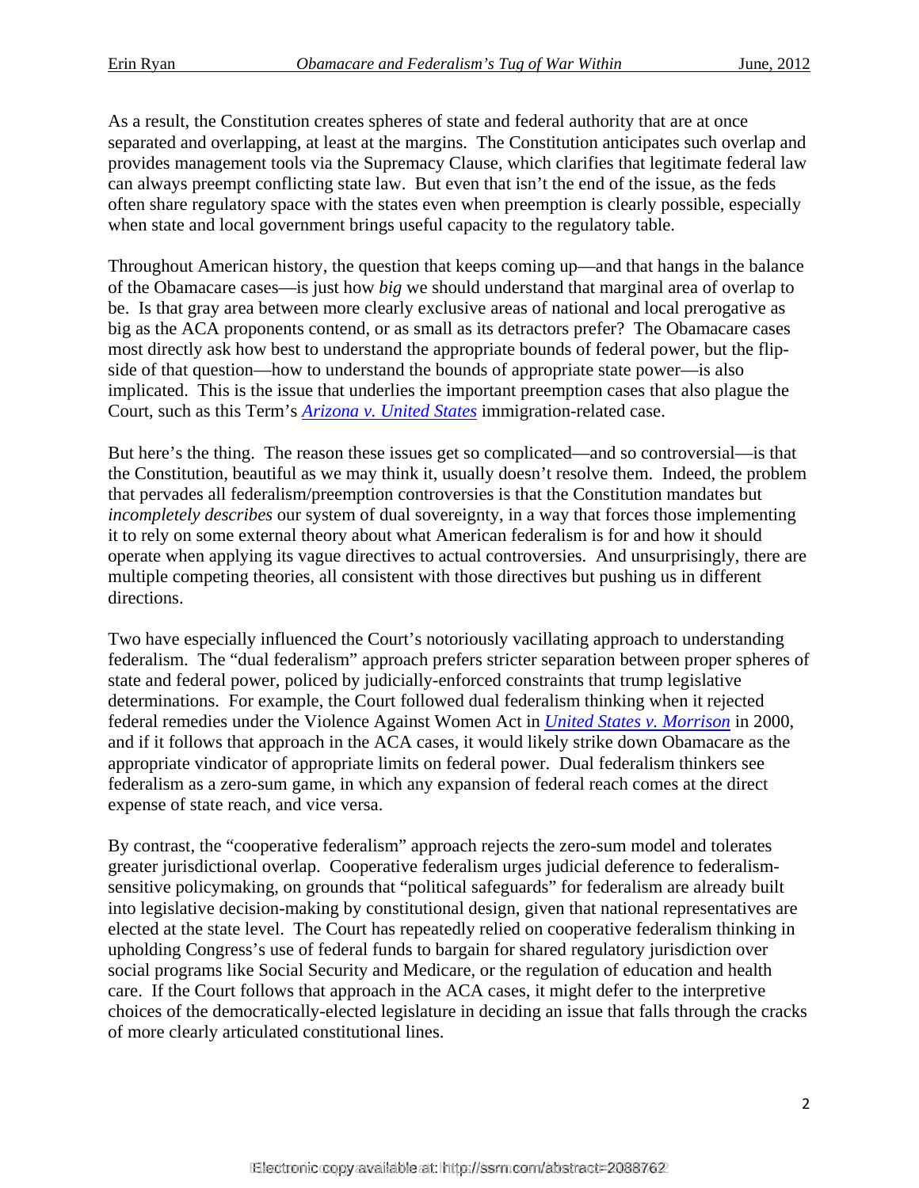As a result, the Constitution creates spheres of state and federal authority that are at once separated and overlapping, at least at the margins. The Constitution anticipates such overlap and provides management tools via the Supremacy Clause, which clarifies that legitimate federal law can always preempt conflicting state law. But even that isn't the end of the issue, as the feds often share regulatory space with the states even when preemption is clearly possible, especially when state and local government brings useful capacity to the regulatory table.

Throughout American history, the question that keeps coming up—and that hangs in the balance of the Obamacare cases—is just how *big* we should understand that marginal area of overlap to be. Is that gray area between more clearly exclusive areas of national and local prerogative as big as the ACA proponents contend, or as small as its detractors prefer? The Obamacare cases most directly ask how best to understand the appropriate bounds of federal power, but the flip-side of that question—how to understand the bounds of appropriate state power—is also implicated. This is the issue that underlies the important preemption cases that also plague the Court, such as this Term's *Arizona v. United States* immigration-related case.

But here's the thing. The reason these issues get so complicated—and so controversial—is that the Constitution, beautiful as we may think it, usually doesn't resolve them. Indeed, the problem that pervades all federalism/preemption controversies is that the Constitution mandates but *incompletely describes* our system of dual sovereignty, in a way that forces those implementing it to rely on some external theory about what American federalism is for and how it should operate when applying its vague directives to actual controversies. And unsurprisingly, there are multiple competing theories, all consistent with those directives but pushing us in different directions.

Two have especially influenced the Court's notoriously vacillating approach to understanding federalism. The "dual federalism" approach prefers stricter separation between proper spheres of state and federal power, policed by judicially-enforced constraints that trump legislative determinations. For example, the Court followed dual federalism thinking when it rejected federal remedies under the Violence Against Women Act in *United States v. Morrison* in 2000, and if it follows that approach in the ACA cases, it would likely strike down Obamacare as the appropriate vindicator of appropriate limits on federal power. Dual federalism thinkers see federalism as a zero-sum game, in which any expansion of federal reach comes at the direct expense of state reach, and vice versa.

By contrast, the "cooperative federalism" approach rejects the zero-sum model and tolerates greater jurisdictional overlap. Cooperative federalism urges judicial deference to federalism-sensitive policymaking, on grounds that "political safeguards" for federalism are already built into legislative decision-making by constitutional design, given that national representatives are elected at the state level. The Court has repeatedly relied on cooperative federalism thinking in upholding Congress's use of federal funds to bargain for shared regulatory jurisdiction over social programs like Social Security and Medicare, or the regulation of education and health care. If the Court follows that approach in the ACA cases, it might defer to the interpretive choices of the democratically-elected legislature in deciding an issue that falls through the cracks of more clearly articulated constitutional lines.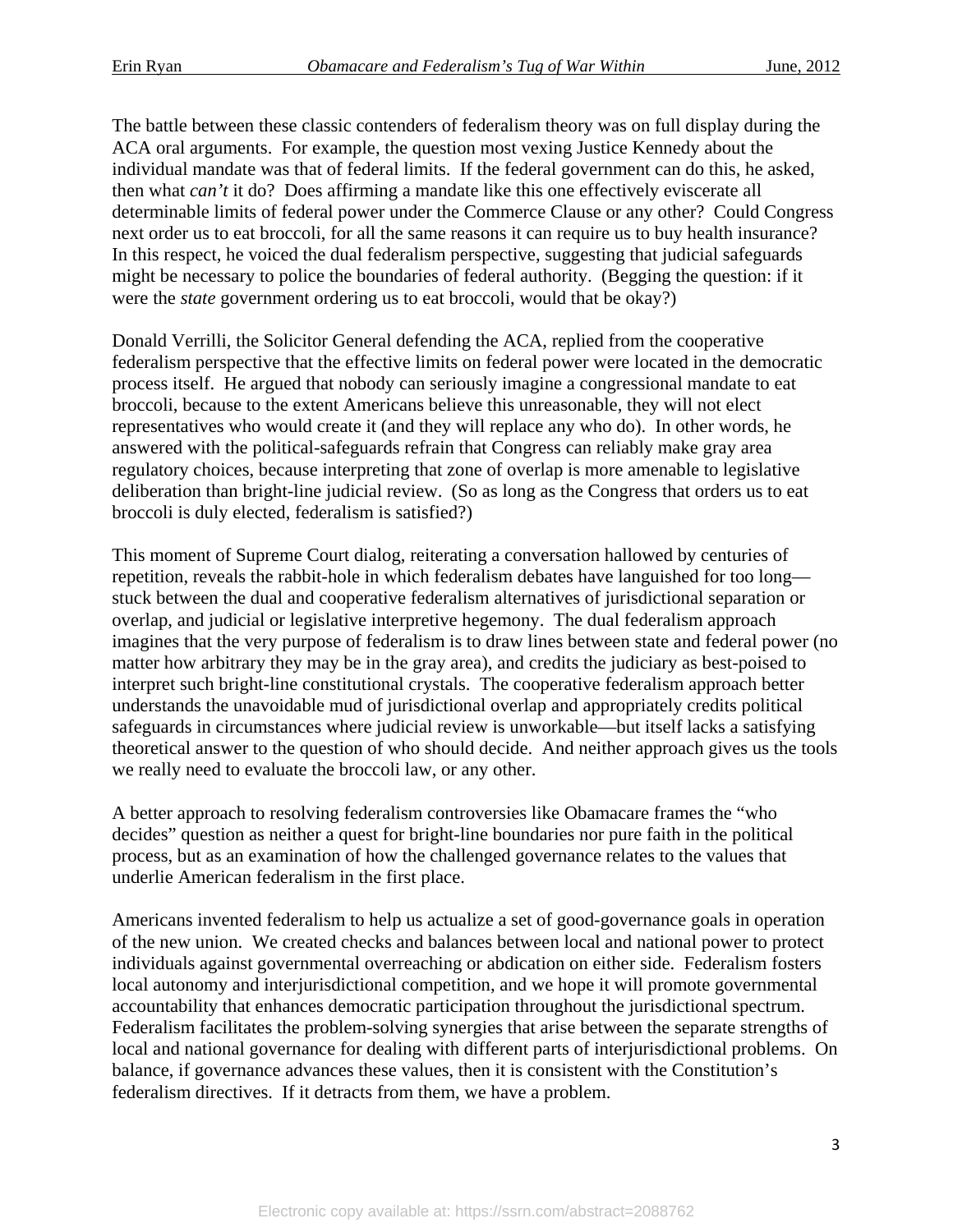The battle between these classic contenders of federalism theory was on full display during the ACA oral arguments. For example, the question most vexing Justice Kennedy about the individual mandate was that of federal limits. If the federal government can do this, he asked, then what *can't* it do? Does affirming a mandate like this one effectively eviscerate all determinable limits of federal power under the Commerce Clause or any other? Could Congress next order us to eat broccoli, for all the same reasons it can require us to buy health insurance? In this respect, he voiced the dual federalism perspective, suggesting that judicial safeguards might be necessary to police the boundaries of federal authority. (Begging the question: if it were the *state* government ordering us to eat broccoli, would that be okay?)

Donald Verrilli, the Solicitor General defending the ACA, replied from the cooperative federalism perspective that the effective limits on federal power were located in the democratic process itself. He argued that nobody can seriously imagine a congressional mandate to eat broccoli, because to the extent Americans believe this unreasonable, they will not elect representatives who would create it (and they will replace any who do). In other words, he answered with the political-safeguards refrain that Congress can reliably make gray area regulatory choices, because interpreting that zone of overlap is more amenable to legislative deliberation than bright-line judicial review. (So as long as the Congress that orders us to eat broccoli is duly elected, federalism is satisfied?)

This moment of Supreme Court dialog, reiterating a conversation hallowed by centuries of repetition, reveals the rabbit-hole in which federalism debates have languished for too long—stuck between the dual and cooperative federalism alternatives of jurisdictional separation or overlap, and judicial or legislative interpretive hegemony. The dual federalism approach imagines that the very purpose of federalism is to draw lines between state and federal power (no matter how arbitrary they may be in the gray area), and credits the judiciary as best-poised to interpret such bright-line constitutional crystals. The cooperative federalism approach better understands the unavoidable mud of jurisdictional overlap and appropriately credits political safeguards in circumstances where judicial review is unworkable—but itself lacks a satisfying theoretical answer to the question of who should decide. And neither approach gives us the tools we really need to evaluate the broccoli law, or any other.

A better approach to resolving federalism controversies like Obamacare frames the "who decides" question as neither a quest for bright-line boundaries nor pure faith in the political process, but as an examination of how the challenged governance relates to the values that underlie American federalism in the first place.

Americans invented federalism to help us actualize a set of good-governance goals in operation of the new union. We created checks and balances between local and national power to protect individuals against governmental overreaching or abdication on either side. Federalism fosters local autonomy and interjurisdictional competition, and we hope it will promote governmental accountability that enhances democratic participation throughout the jurisdictional spectrum. Federalism facilitates the problem-solving synergies that arise between the separate strengths of local and national governance for dealing with different parts of interjurisdictional problems. On balance, if governance advances these values, then it is consistent with the Constitution's federalism directives. If it detracts from them, we have a problem.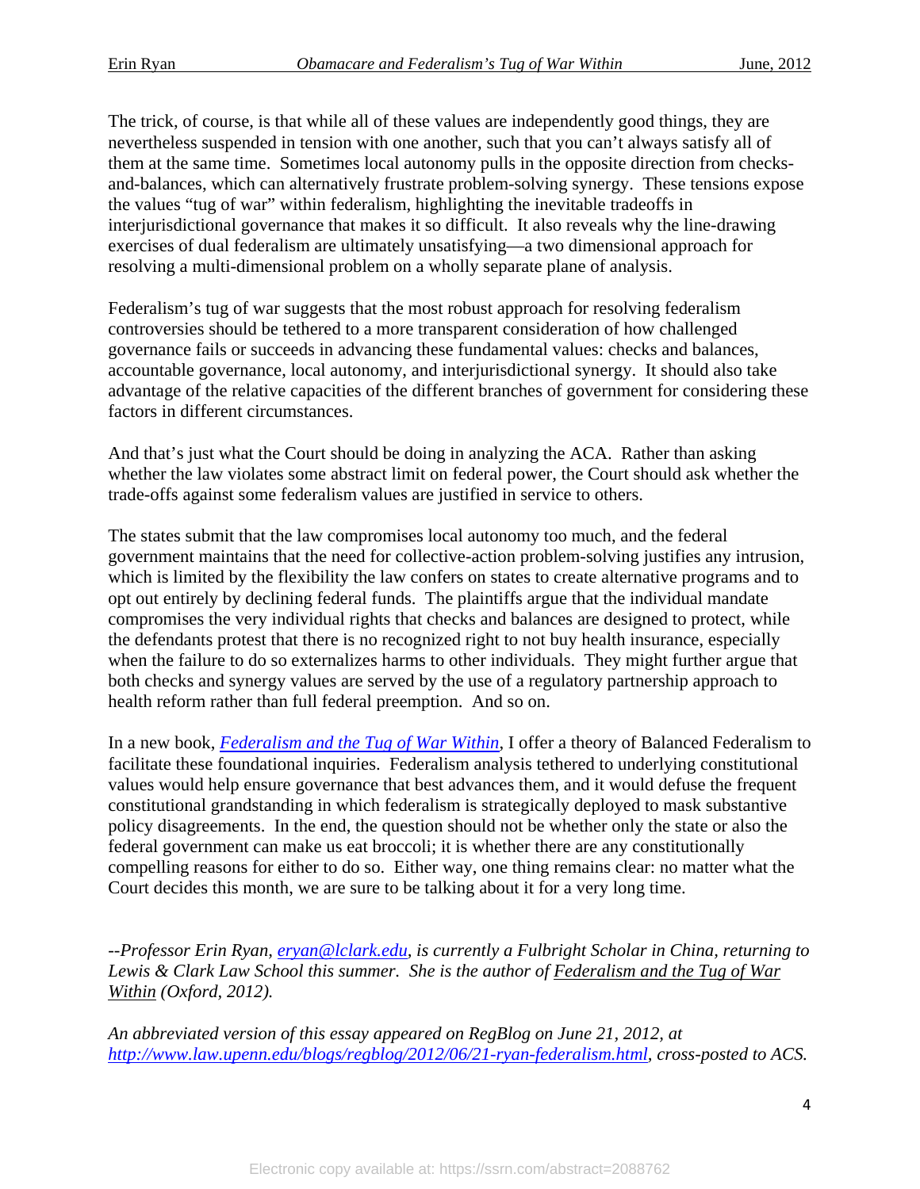The trick, of course, is that while all of these values are independently good things, they are nevertheless suspended in tension with one another, such that you can't always satisfy all of them at the same time. Sometimes local autonomy pulls in the opposite direction from checks-and-balances, which can alternatively frustrate problem-solving synergy. These tensions expose the values "tug of war" within federalism, highlighting the inevitable tradeoffs in interjurisdictional governance that makes it so difficult. It also reveals why the line-drawing exercises of dual federalism are ultimately unsatisfying—a two dimensional approach for resolving a multi-dimensional problem on a wholly separate plane of analysis.

Federalism's tug of war suggests that the most robust approach for resolving federalism controversies should be tethered to a more transparent consideration of how challenged governance fails or succeeds in advancing these fundamental values: checks and balances, accountable governance, local autonomy, and interjurisdictional synergy. It should also take advantage of the relative capacities of the different branches of government for considering these factors in different circumstances.

And that's just what the Court should be doing in analyzing the ACA. Rather than asking whether the law violates some abstract limit on federal power, the Court should ask whether the trade-offs against some federalism values are justified in service to others.

The states submit that the law compromises local autonomy too much, and the federal government maintains that the need for collective-action problem-solving justifies any intrusion, which is limited by the flexibility the law confers on states to create alternative programs and to opt out entirely by declining federal funds. The plaintiffs argue that the individual mandate compromises the very individual rights that checks and balances are designed to protect, while the defendants protest that there is no recognized right to not buy health insurance, especially when the failure to do so externalizes harms to other individuals. They might further argue that both checks and synergy values are served by the use of a regulatory partnership approach to health reform rather than full federal preemption. And so on.

In a new book, *Federalism and the Tug of War Within*, I offer a theory of Balanced Federalism to facilitate these foundational inquiries. Federalism analysis tethered to underlying constitutional values would help ensure governance that best advances them, and it would defuse the frequent constitutional grandstanding in which federalism is strategically deployed to mask substantive policy disagreements. In the end, the question should not be whether only the state or also the federal government can make us eat broccoli; it is whether there are any constitutionally compelling reasons for either to do so. Either way, one thing remains clear: no matter what the Court decides this month, we are sure to be talking about it for a very long time.

*--Professor Erin Ryan, eryan@lclark.edu, is currently a Fulbright Scholar in China, returning to Lewis & Clark Law School this summer. She is the author of Federalism and the Tug of War Within (Oxford, 2012).*

*An abbreviated version of this essay appeared on RegBlog on June 21, 2012, at http://www.law.upenn.edu/blogs/regblog/2012/06/21-ryan-federalism.html, cross-posted to ACS.*